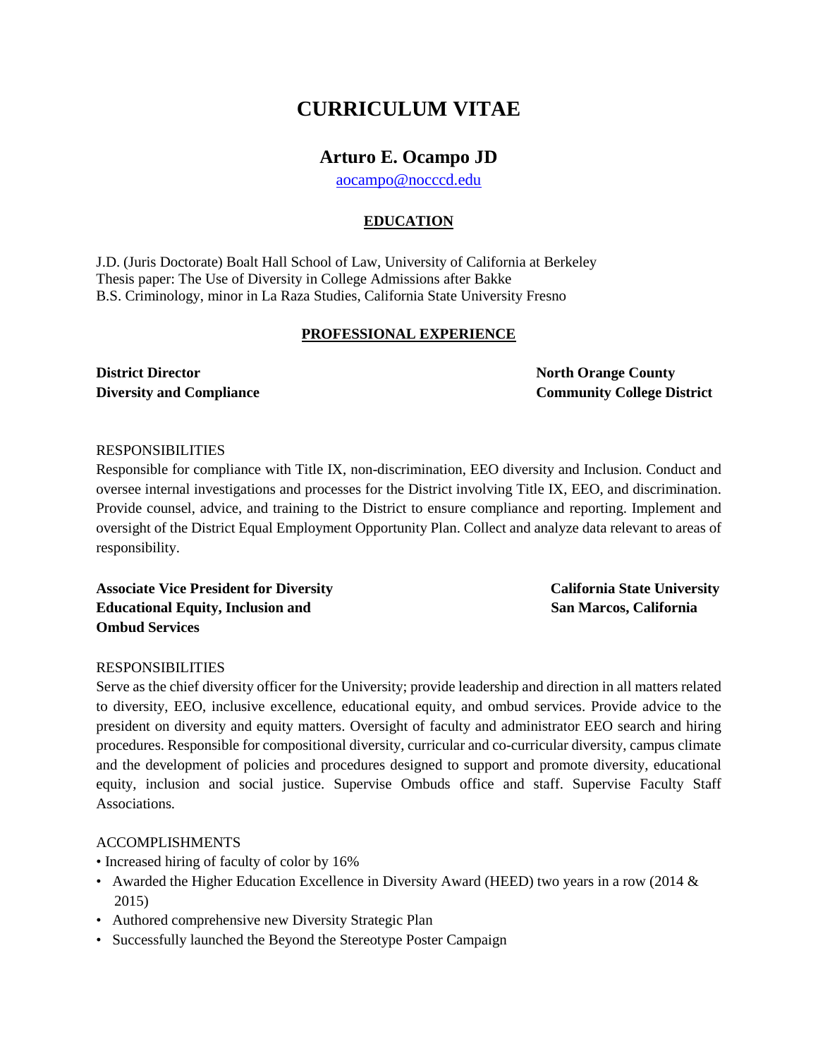# CURRICULUM VITAE

## Arturo E. Ocampo JD

aocampo@nocccd.edu

### EDUCATION

J.D. (Juris Doctorate) Boalt Hall School of Law, University of California at Berkeley
Thesis paper: The Use of Diversity in College Admissions after Bakke
B.S. Criminology, minor in La Raza Studies, California State University Fresno

### PROFESSIONAL EXPERIENCE

**District Director**
**Diversity and Compliance**

**North Orange County**
**Community College District**

RESPONSIBILITIES

Responsible for compliance with Title IX, non-discrimination, EEO diversity and Inclusion. Conduct and oversee internal investigations and processes for the District involving Title IX, EEO, and discrimination. Provide counsel, advice, and training to the District to ensure compliance and reporting. Implement and oversight of the District Equal Employment Opportunity Plan. Collect and analyze data relevant to areas of responsibility.

**Associate Vice President for Diversity**
**Educational Equity, Inclusion and**
**Ombud Services**

**California State University**
**San Marcos, California**

RESPONSIBILITIES

Serve as the chief diversity officer for the University; provide leadership and direction in all matters related to diversity, EEO, inclusive excellence, educational equity, and ombud services. Provide advice to the president on diversity and equity matters. Oversight of faculty and administrator EEO search and hiring procedures. Responsible for compositional diversity, curricular and co-curricular diversity, campus climate and the development of policies and procedures designed to support and promote diversity, educational equity, inclusion and social justice. Supervise Ombuds office and staff. Supervise Faculty Staff Associations.

ACCOMPLISHMENTS

- Increased hiring of faculty of color by 16%
- Awarded the Higher Education Excellence in Diversity Award (HEED) two years in a row (2014 & 2015)
- Authored comprehensive new Diversity Strategic Plan
- Successfully launched the Beyond the Stereotype Poster Campaign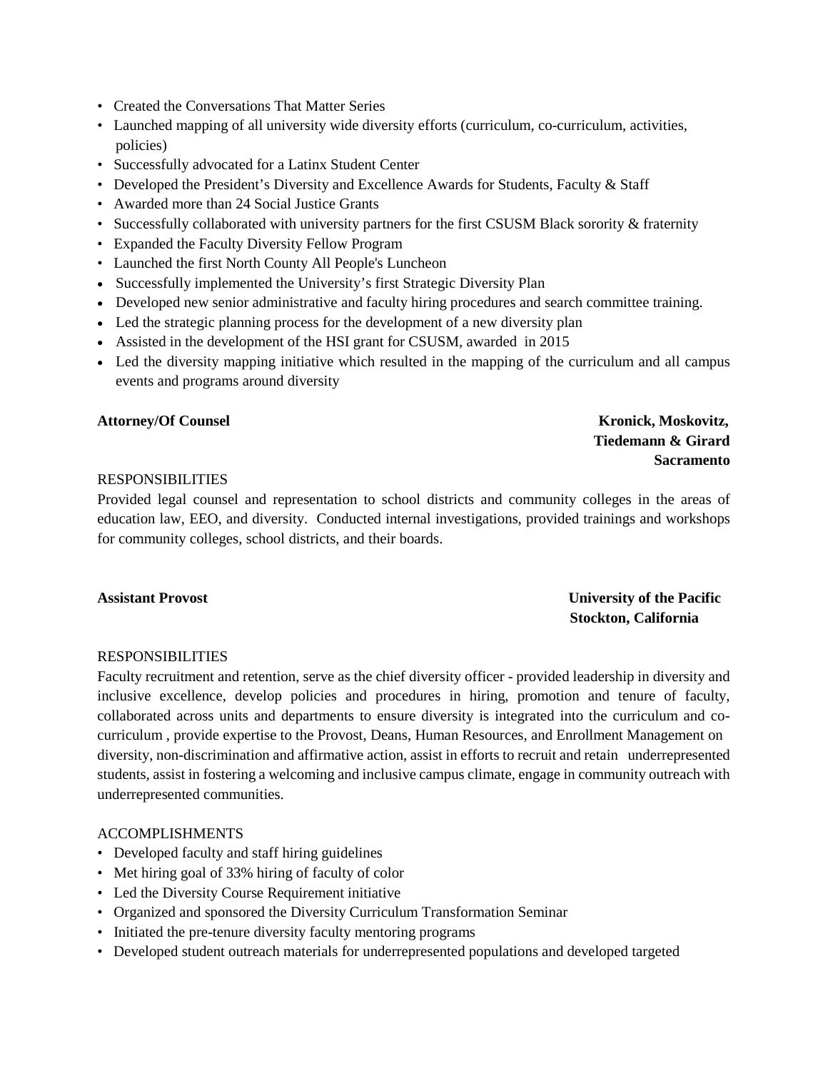- Created the Conversations That Matter Series
- Launched mapping of all university wide diversity efforts (curriculum, co-curriculum, activities, policies)
- Successfully advocated for a Latinx Student Center
- Developed the President's Diversity and Excellence Awards for Students, Faculty & Staff
- Awarded more than 24 Social Justice Grants
- Successfully collaborated with university partners for the first CSUSM Black sorority & fraternity
- Expanded the Faculty Diversity Fellow Program
- Launched the first North County All People's Luncheon
- Successfully implemented the University's first Strategic Diversity Plan
- Developed new senior administrative and faculty hiring procedures and search committee training.
- Led the strategic planning process for the development of a new diversity plan
- Assisted in the development of the HSI grant for CSUSM, awarded in 2015
- Led the diversity mapping initiative which resulted in the mapping of the curriculum and all campus events and programs around diversity

**Attorney/Of Counsel** — **Kronick, Moskovitz, Tiedemann & Girard, Sacramento**

RESPONSIBILITIES

Provided legal counsel and representation to school districts and community colleges in the areas of education law, EEO, and diversity. Conducted internal investigations, provided trainings and workshops for community colleges, school districts, and their boards.

**Assistant Provost** — **University of the Pacific, Stockton, California**

RESPONSIBILITIES

Faculty recruitment and retention, serve as the chief diversity officer - provided leadership in diversity and inclusive excellence, develop policies and procedures in hiring, promotion and tenure of faculty, collaborated across units and departments to ensure diversity is integrated into the curriculum and co-curriculum , provide expertise to the Provost, Deans, Human Resources, and Enrollment Management on diversity, non-discrimination and affirmative action, assist in efforts to recruit and retain underrepresented students, assist in fostering a welcoming and inclusive campus climate, engage in community outreach with underrepresented communities.

ACCOMPLISHMENTS

- Developed faculty and staff hiring guidelines
- Met hiring goal of 33% hiring of faculty of color
- Led the Diversity Course Requirement initiative
- Organized and sponsored the Diversity Curriculum Transformation Seminar
- Initiated the pre-tenure diversity faculty mentoring programs
- Developed student outreach materials for underrepresented populations and developed targeted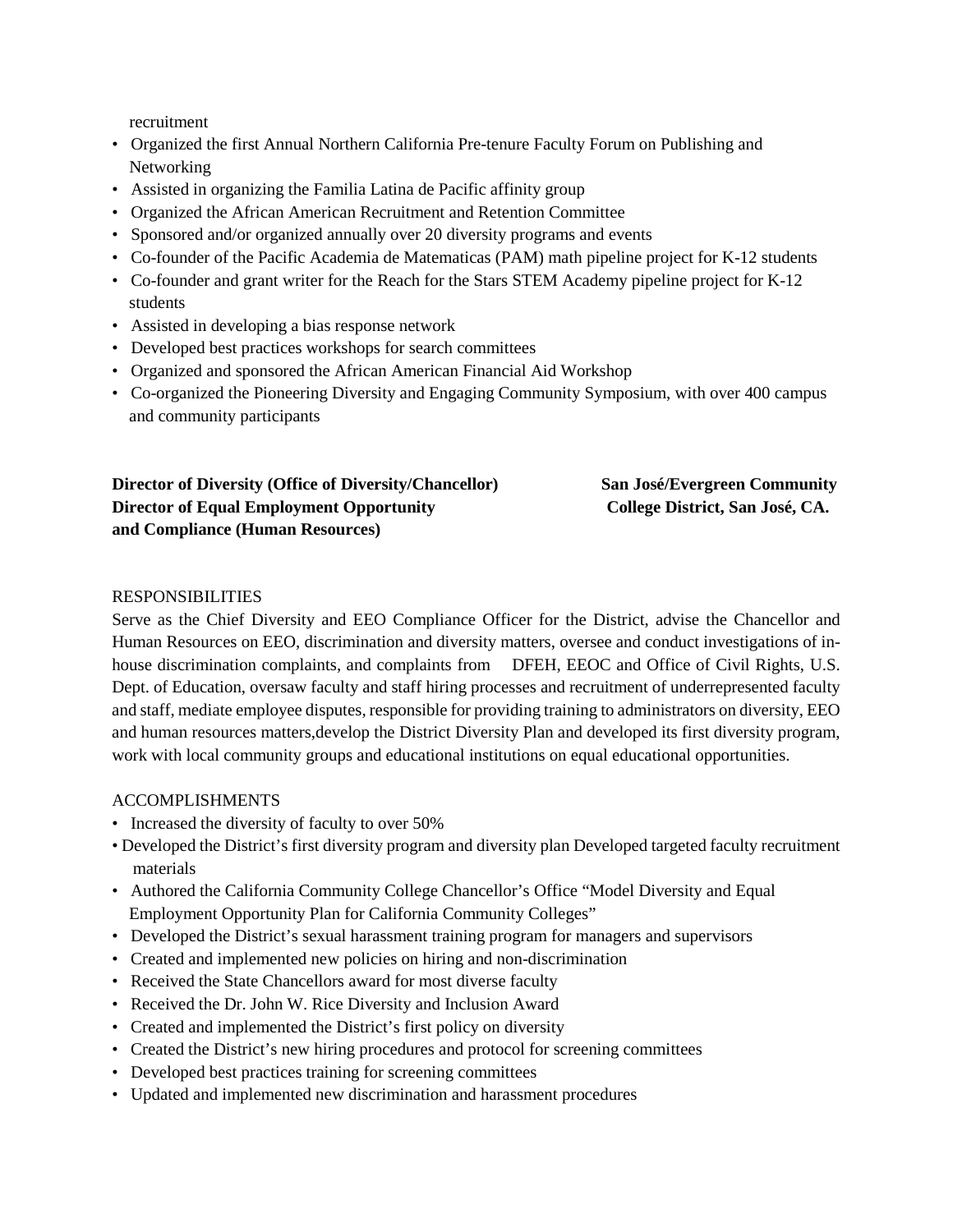recruitment

- Organized the first Annual Northern California Pre-tenure Faculty Forum on Publishing and Networking
- Assisted in organizing the Familia Latina de Pacific affinity group
- Organized the African American Recruitment and Retention Committee
- Sponsored and/or organized annually over 20 diversity programs and events
- Co-founder of the Pacific Academia de Matematicas (PAM) math pipeline project for K-12 students
- Co-founder and grant writer for the Reach for the Stars STEM Academy pipeline project for K-12 students
- Assisted in developing a bias response network
- Developed best practices workshops for search committees
- Organized and sponsored the African American Financial Aid Workshop
- Co-organized the Pioneering Diversity and Engaging Community Symposium, with over 400 campus and community participants

**Director of Diversity (Office of Diversity/Chancellor)**
**Director of Equal Employment Opportunity and Compliance (Human Resources)**

**San José/Evergreen Community College District, San José, CA.**

RESPONSIBILITIES

Serve as the Chief Diversity and EEO Compliance Officer for the District, advise the Chancellor and Human Resources on EEO, discrimination and diversity matters, oversee and conduct investigations of in-house discrimination complaints, and complaints from DFEH, EEOC and Office of Civil Rights, U.S. Dept. of Education, oversaw faculty and staff hiring processes and recruitment of underrepresented faculty and staff, mediate employee disputes, responsible for providing training to administrators on diversity, EEO and human resources matters,develop the District Diversity Plan and developed its first diversity program, work with local community groups and educational institutions on equal educational opportunities.

ACCOMPLISHMENTS

- Increased the diversity of faculty to over 50%
- Developed the District's first diversity program and diversity plan Developed targeted faculty recruitment materials
- Authored the California Community College Chancellor's Office "Model Diversity and Equal Employment Opportunity Plan for California Community Colleges"
- Developed the District's sexual harassment training program for managers and supervisors
- Created and implemented new policies on hiring and non-discrimination
- Received the State Chancellors award for most diverse faculty
- Received the Dr. John W. Rice Diversity and Inclusion Award
- Created and implemented the District's first policy on diversity
- Created the District's new hiring procedures and protocol for screening committees
- Developed best practices training for screening committees
- Updated and implemented new discrimination and harassment procedures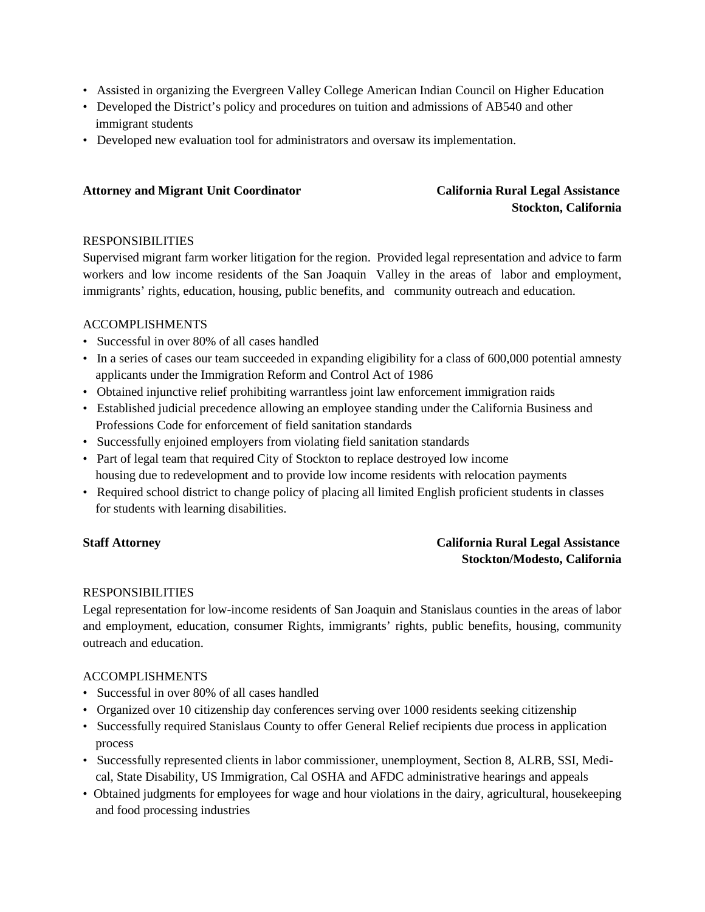- Assisted in organizing the Evergreen Valley College American Indian Council on Higher Education
- Developed the District's policy and procedures on tuition and admissions of AB540 and other immigrant students
- Developed new evaluation tool for administrators and oversaw its implementation.

**Attorney and Migrant Unit Coordinator** **California Rural Legal Assistance**
**Stockton, California**

RESPONSIBILITIES

Supervised migrant farm worker litigation for the region. Provided legal representation and advice to farm workers and low income residents of the San Joaquin Valley in the areas of labor and employment, immigrants' rights, education, housing, public benefits, and community outreach and education.

ACCOMPLISHMENTS

- Successful in over 80% of all cases handled
- In a series of cases our team succeeded in expanding eligibility for a class of 600,000 potential amnesty applicants under the Immigration Reform and Control Act of 1986
- Obtained injunctive relief prohibiting warrantless joint law enforcement immigration raids
- Established judicial precedence allowing an employee standing under the California Business and Professions Code for enforcement of field sanitation standards
- Successfully enjoined employers from violating field sanitation standards
- Part of legal team that required City of Stockton to replace destroyed low income housing due to redevelopment and to provide low income residents with relocation payments
- Required school district to change policy of placing all limited English proficient students in classes for students with learning disabilities.

**Staff Attorney** **California Rural Legal Assistance**
**Stockton/Modesto, California**

RESPONSIBILITIES

Legal representation for low-income residents of San Joaquin and Stanislaus counties in the areas of labor and employment, education, consumer Rights, immigrants' rights, public benefits, housing, community outreach and education.

ACCOMPLISHMENTS

- Successful in over 80% of all cases handled
- Organized over 10 citizenship day conferences serving over 1000 residents seeking citizenship
- Successfully required Stanislaus County to offer General Relief recipients due process in application process
- Successfully represented clients in labor commissioner, unemployment, Section 8, ALRB, SSI, Medi-cal, State Disability, US Immigration, Cal OSHA and AFDC administrative hearings and appeals
- Obtained judgments for employees for wage and hour violations in the dairy, agricultural, housekeeping and food processing industries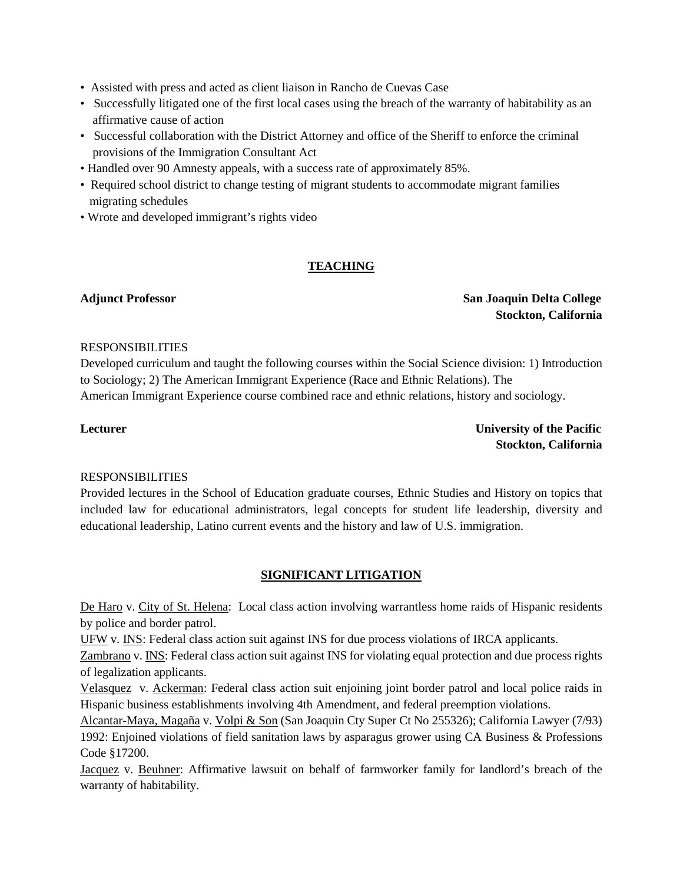- Assisted with press and acted as client liaison in Rancho de Cuevas Case
- Successfully litigated one of the first local cases using the breach of the warranty of habitability as an affirmative cause of action
- Successful collaboration with the District Attorney and office of the Sheriff to enforce the criminal provisions of the Immigration Consultant Act
- Handled over 90 Amnesty appeals, with a success rate of approximately 85%.
- Required school district to change testing of migrant students to accommodate migrant families migrating schedules
- Wrote and developed immigrant's rights video

## TEACHING

**Adjunct Professor** **San Joaquin Delta College**
**Stockton, California**

RESPONSIBILITIES

Developed curriculum and taught the following courses within the Social Science division: 1) Introduction to Sociology; 2) The American Immigrant Experience (Race and Ethnic Relations). The American Immigrant Experience course combined race and ethnic relations, history and sociology.

**Lecturer** **University of the Pacific**
**Stockton, California**

RESPONSIBILITIES

Provided lectures in the School of Education graduate courses, Ethnic Studies and History on topics that included law for educational administrators, legal concepts for student life leadership, diversity and educational leadership, Latino current events and the history and law of U.S. immigration.

## SIGNIFICANT LITIGATION

De Haro v. City of St. Helena: Local class action involving warrantless home raids of Hispanic residents by police and border patrol.

UFW v. INS: Federal class action suit against INS for due process violations of IRCA applicants.

Zambrano v. INS: Federal class action suit against INS for violating equal protection and due process rights of legalization applicants.

Velasquez v. Ackerman: Federal class action suit enjoining joint border patrol and local police raids in Hispanic business establishments involving 4th Amendment, and federal preemption violations.

Alcantar-Maya, Magaña v. Volpi & Son (San Joaquin Cty Super Ct No 255326); California Lawyer (7/93) 1992: Enjoined violations of field sanitation laws by asparagus grower using CA Business & Professions Code §17200.

Jacquez v. Beuhner: Affirmative lawsuit on behalf of farmworker family for landlord's breach of the warranty of habitability.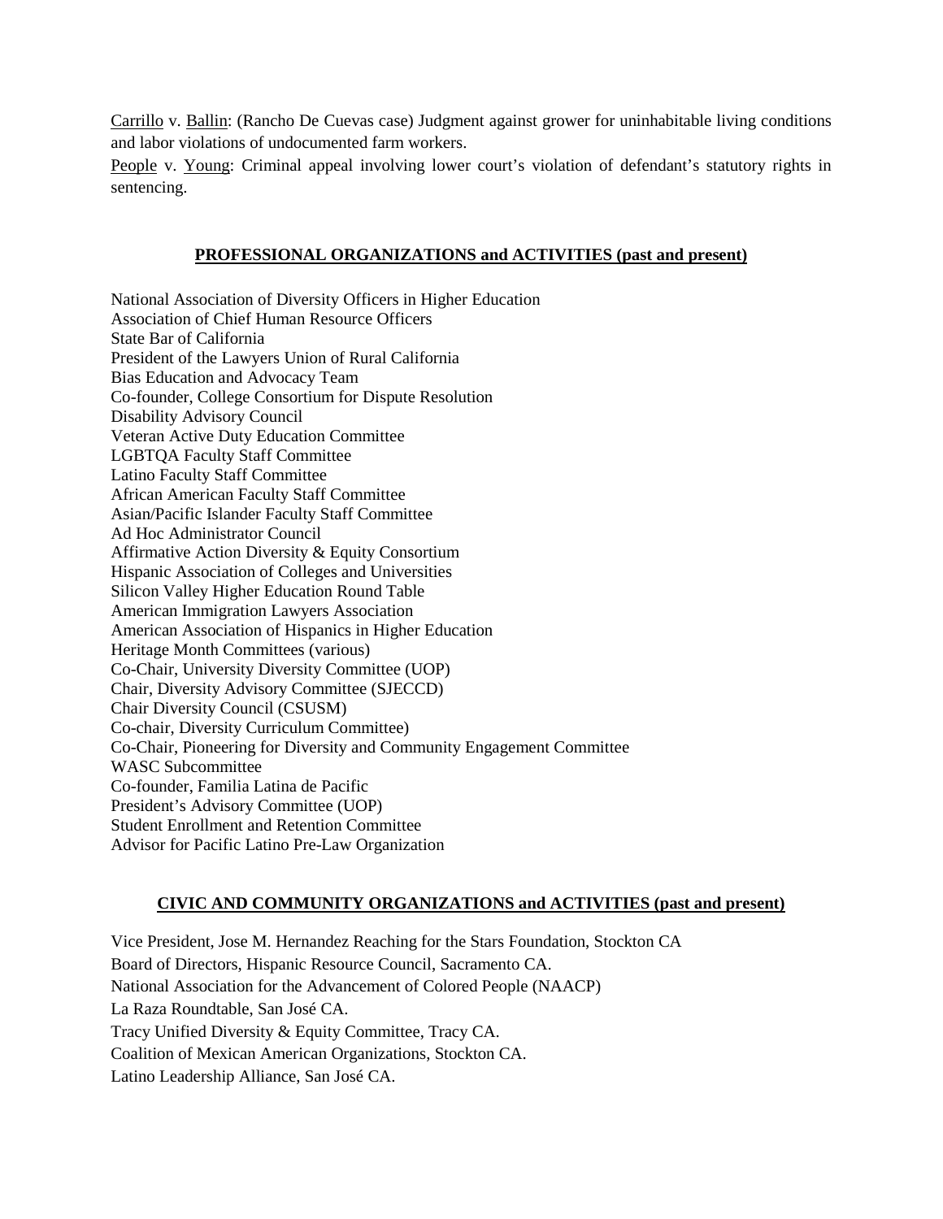Carrillo v. Ballin: (Rancho De Cuevas case) Judgment against grower for uninhabitable living conditions and labor violations of undocumented farm workers.

People v. Young: Criminal appeal involving lower court's violation of defendant's statutory rights in sentencing.

## PROFESSIONAL ORGANIZATIONS and ACTIVITIES (past and present)

National Association of Diversity Officers in Higher Education
Association of Chief Human Resource Officers
State Bar of California
President of the Lawyers Union of Rural California
Bias Education and Advocacy Team
Co-founder, College Consortium for Dispute Resolution
Disability Advisory Council
Veteran Active Duty Education Committee
LGBTQA Faculty Staff Committee
Latino Faculty Staff Committee
African American Faculty Staff Committee
Asian/Pacific Islander Faculty Staff Committee
Ad Hoc Administrator Council
Affirmative Action Diversity & Equity Consortium
Hispanic Association of Colleges and Universities
Silicon Valley Higher Education Round Table
American Immigration Lawyers Association
American Association of Hispanics in Higher Education
Heritage Month Committees (various)
Co-Chair, University Diversity Committee (UOP)
Chair, Diversity Advisory Committee (SJECCD)
Chair Diversity Council (CSUSM)
Co-chair, Diversity Curriculum Committee)
Co-Chair, Pioneering for Diversity and Community Engagement Committee
WASC Subcommittee
Co-founder, Familia Latina de Pacific
President's Advisory Committee (UOP)
Student Enrollment and Retention Committee
Advisor for Pacific Latino Pre-Law Organization

## CIVIC AND COMMUNITY ORGANIZATIONS and ACTIVITIES (past and present)

Vice President, Jose M. Hernandez Reaching for the Stars Foundation, Stockton CA
Board of Directors, Hispanic Resource Council, Sacramento CA.
National Association for the Advancement of Colored People (NAACP)
La Raza Roundtable, San José CA.
Tracy Unified Diversity & Equity Committee, Tracy CA.
Coalition of Mexican American Organizations, Stockton CA.
Latino Leadership Alliance, San José CA.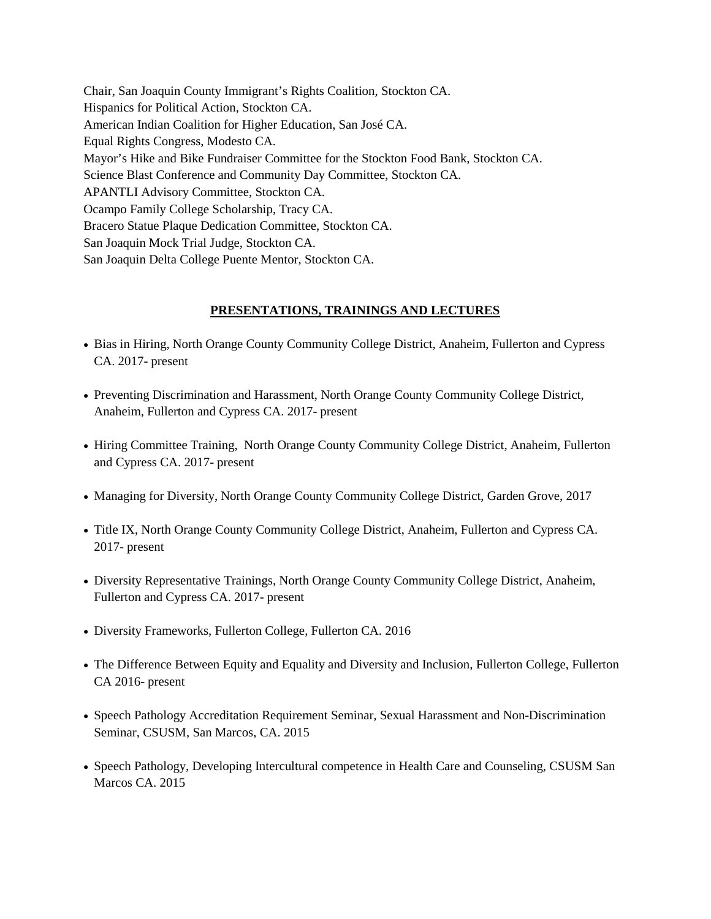Chair, San Joaquin County Immigrant's Rights Coalition, Stockton CA.
Hispanics for Political Action, Stockton CA.
American Indian Coalition for Higher Education, San José CA.
Equal Rights Congress, Modesto CA.
Mayor's Hike and Bike Fundraiser Committee for the Stockton Food Bank, Stockton CA.
Science Blast Conference and Community Day Committee, Stockton CA.
APANTLI Advisory Committee, Stockton CA.
Ocampo Family College Scholarship, Tracy CA.
Bracero Statue Plaque Dedication Committee, Stockton CA.
San Joaquin Mock Trial Judge, Stockton CA.
San Joaquin Delta College Puente Mentor, Stockton CA.

## PRESENTATIONS, TRAININGS AND LECTURES

- Bias in Hiring, North Orange County Community College District, Anaheim, Fullerton and Cypress CA. 2017- present
- Preventing Discrimination and Harassment, North Orange County Community College District, Anaheim, Fullerton and Cypress CA. 2017- present
- Hiring Committee Training, North Orange County Community College District, Anaheim, Fullerton and Cypress CA. 2017- present
- Managing for Diversity, North Orange County Community College District, Garden Grove, 2017
- Title IX, North Orange County Community College District, Anaheim, Fullerton and Cypress CA. 2017- present
- Diversity Representative Trainings, North Orange County Community College District, Anaheim, Fullerton and Cypress CA. 2017- present
- Diversity Frameworks, Fullerton College, Fullerton CA. 2016
- The Difference Between Equity and Equality and Diversity and Inclusion, Fullerton College, Fullerton CA 2016- present
- Speech Pathology Accreditation Requirement Seminar, Sexual Harassment and Non-Discrimination Seminar, CSUSM, San Marcos, CA. 2015
- Speech Pathology, Developing Intercultural competence in Health Care and Counseling, CSUSM San Marcos CA. 2015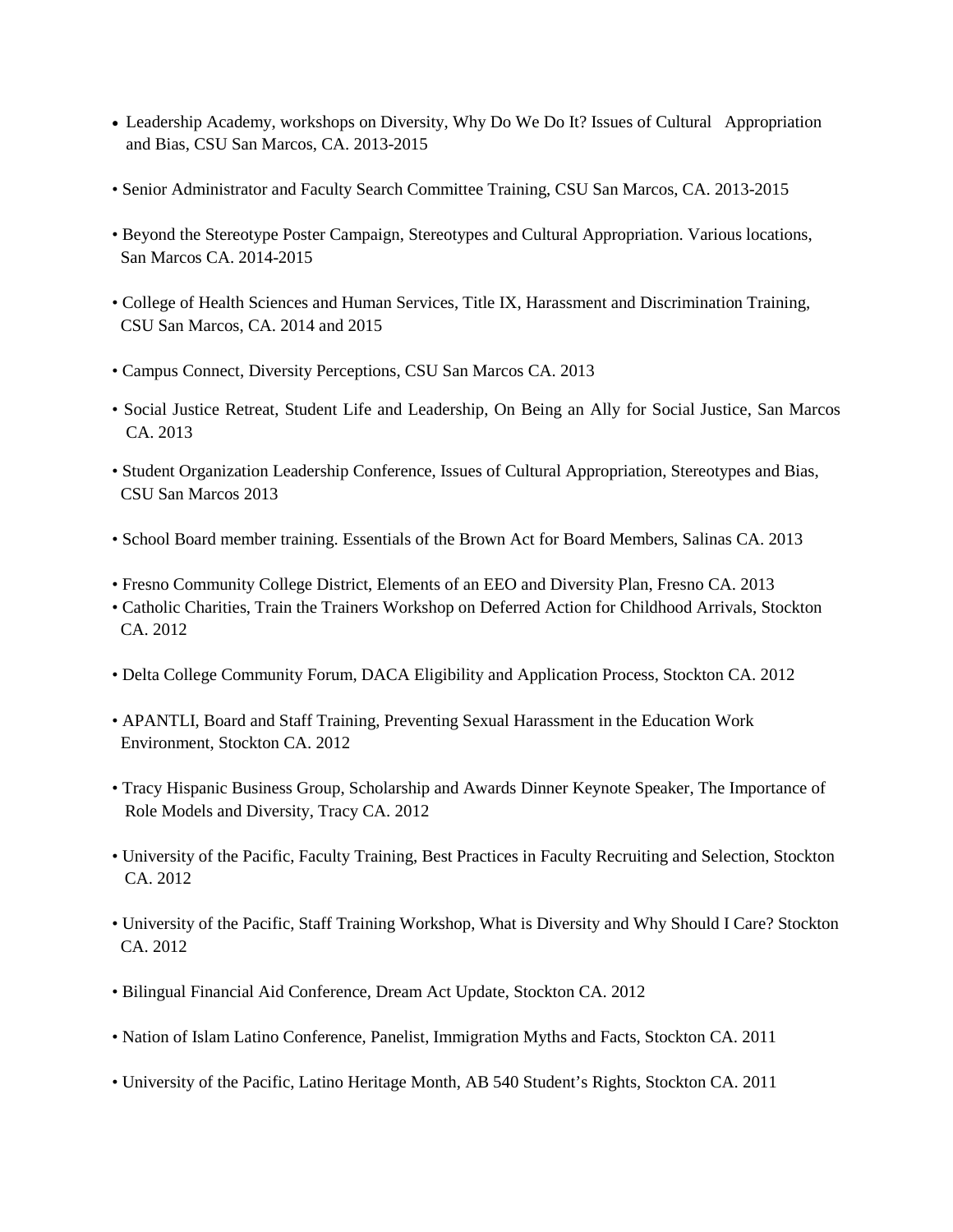- Leadership Academy, workshops on Diversity, Why Do We Do It? Issues of Cultural Appropriation and Bias, CSU San Marcos, CA. 2013-2015
- Senior Administrator and Faculty Search Committee Training, CSU San Marcos, CA. 2013-2015
- Beyond the Stereotype Poster Campaign, Stereotypes and Cultural Appropriation. Various locations, San Marcos CA. 2014-2015
- College of Health Sciences and Human Services, Title IX, Harassment and Discrimination Training, CSU San Marcos, CA. 2014 and 2015
- Campus Connect, Diversity Perceptions, CSU San Marcos CA. 2013
- Social Justice Retreat, Student Life and Leadership, On Being an Ally for Social Justice, San Marcos CA. 2013
- Student Organization Leadership Conference, Issues of Cultural Appropriation, Stereotypes and Bias, CSU San Marcos 2013
- School Board member training. Essentials of the Brown Act for Board Members, Salinas CA. 2013
- Fresno Community College District, Elements of an EEO and Diversity Plan, Fresno CA. 2013
- Catholic Charities, Train the Trainers Workshop on Deferred Action for Childhood Arrivals, Stockton CA. 2012
- Delta College Community Forum, DACA Eligibility and Application Process, Stockton CA. 2012
- APANTLI, Board and Staff Training, Preventing Sexual Harassment in the Education Work Environment, Stockton CA. 2012
- Tracy Hispanic Business Group, Scholarship and Awards Dinner Keynote Speaker, The Importance of Role Models and Diversity, Tracy CA. 2012
- University of the Pacific, Faculty Training, Best Practices in Faculty Recruiting and Selection, Stockton CA. 2012
- University of the Pacific, Staff Training Workshop, What is Diversity and Why Should I Care? Stockton CA. 2012
- Bilingual Financial Aid Conference, Dream Act Update, Stockton CA. 2012
- Nation of Islam Latino Conference, Panelist, Immigration Myths and Facts, Stockton CA. 2011
- University of the Pacific, Latino Heritage Month, AB 540 Student's Rights, Stockton CA. 2011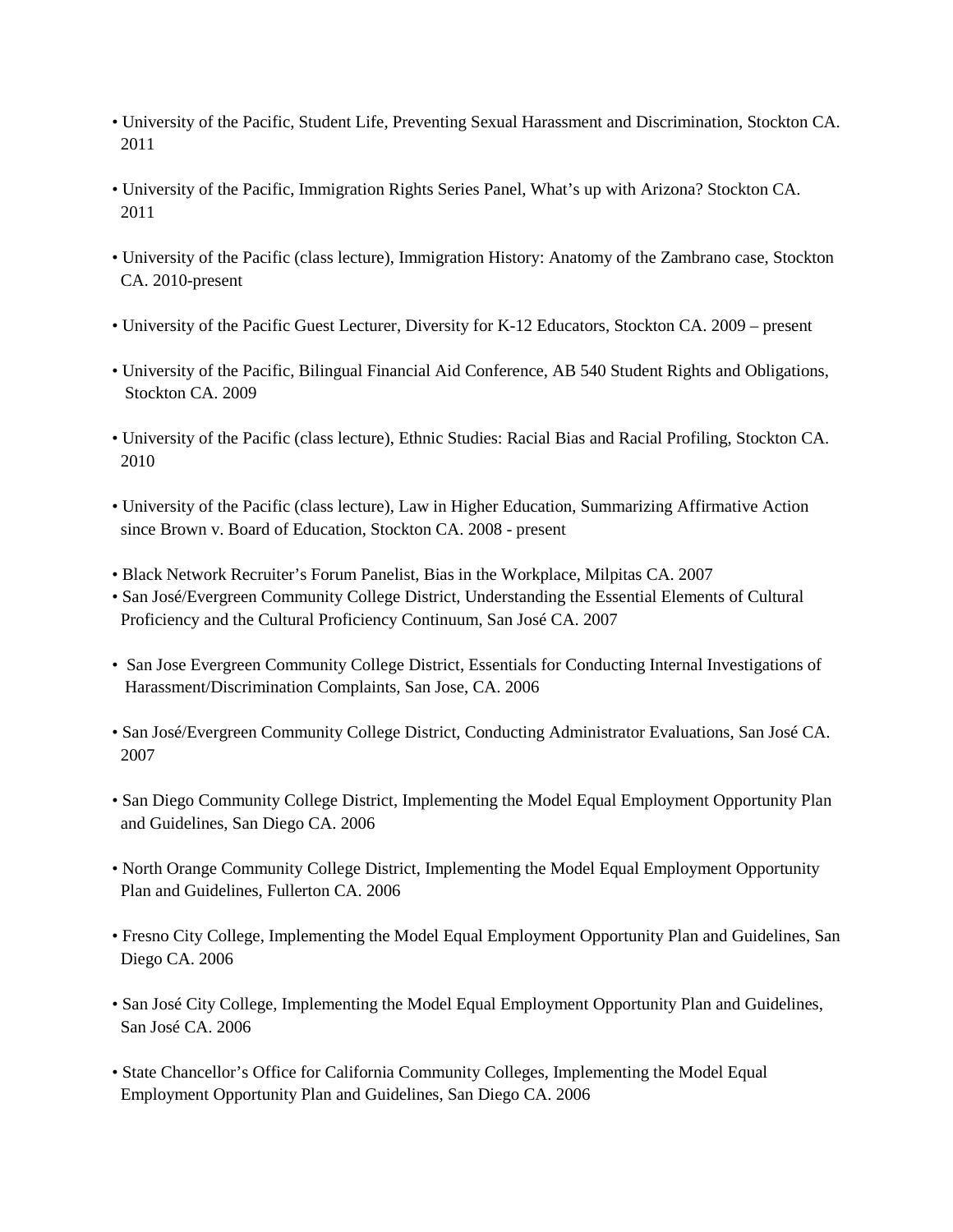- University of the Pacific, Student Life, Preventing Sexual Harassment and Discrimination, Stockton CA. 2011

- University of the Pacific, Immigration Rights Series Panel, What's up with Arizona? Stockton CA. 2011

- University of the Pacific (class lecture), Immigration History: Anatomy of the Zambrano case, Stockton CA. 2010-present

- University of the Pacific Guest Lecturer, Diversity for K-12 Educators, Stockton CA. 2009 – present

- University of the Pacific, Bilingual Financial Aid Conference, AB 540 Student Rights and Obligations, Stockton CA. 2009

- University of the Pacific (class lecture), Ethnic Studies: Racial Bias and Racial Profiling, Stockton CA. 2010

- University of the Pacific (class lecture), Law in Higher Education, Summarizing Affirmative Action since Brown v. Board of Education, Stockton CA. 2008 - present

- Black Network Recruiter's Forum Panelist, Bias in the Workplace, Milpitas CA. 2007
- San José/Evergreen Community College District, Understanding the Essential Elements of Cultural Proficiency and the Cultural Proficiency Continuum, San José CA. 2007

- San Jose Evergreen Community College District, Essentials for Conducting Internal Investigations of Harassment/Discrimination Complaints, San Jose, CA. 2006

- San José/Evergreen Community College District, Conducting Administrator Evaluations, San José CA. 2007

- San Diego Community College District, Implementing the Model Equal Employment Opportunity Plan and Guidelines, San Diego CA. 2006

- North Orange Community College District, Implementing the Model Equal Employment Opportunity Plan and Guidelines, Fullerton CA. 2006

- Fresno City College, Implementing the Model Equal Employment Opportunity Plan and Guidelines, San Diego CA. 2006

- San José City College, Implementing the Model Equal Employment Opportunity Plan and Guidelines, San José CA. 2006

- State Chancellor's Office for California Community Colleges, Implementing the Model Equal Employment Opportunity Plan and Guidelines, San Diego CA. 2006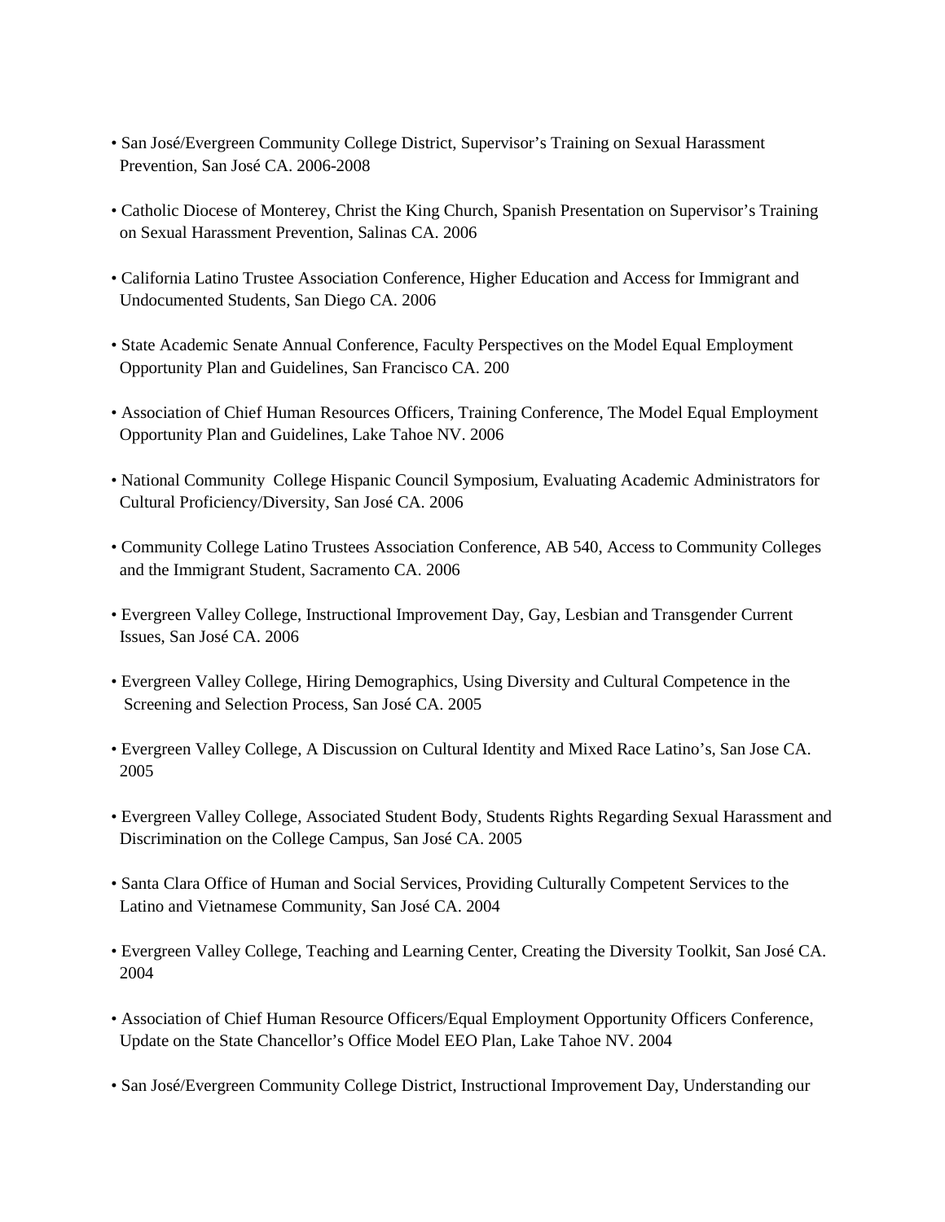- San José/Evergreen Community College District, Supervisor's Training on Sexual Harassment Prevention, San José CA. 2006-2008

- Catholic Diocese of Monterey, Christ the King Church, Spanish Presentation on Supervisor's Training on Sexual Harassment Prevention, Salinas CA. 2006

- California Latino Trustee Association Conference, Higher Education and Access for Immigrant and Undocumented Students, San Diego CA. 2006

- State Academic Senate Annual Conference, Faculty Perspectives on the Model Equal Employment Opportunity Plan and Guidelines, San Francisco CA. 200

- Association of Chief Human Resources Officers, Training Conference, The Model Equal Employment Opportunity Plan and Guidelines, Lake Tahoe NV. 2006

- National Community College Hispanic Council Symposium, Evaluating Academic Administrators for Cultural Proficiency/Diversity, San José CA. 2006

- Community College Latino Trustees Association Conference, AB 540, Access to Community Colleges and the Immigrant Student, Sacramento CA. 2006

- Evergreen Valley College, Instructional Improvement Day, Gay, Lesbian and Transgender Current Issues, San José CA. 2006

- Evergreen Valley College, Hiring Demographics, Using Diversity and Cultural Competence in the Screening and Selection Process, San José CA. 2005

- Evergreen Valley College, A Discussion on Cultural Identity and Mixed Race Latino's, San Jose CA. 2005

- Evergreen Valley College, Associated Student Body, Students Rights Regarding Sexual Harassment and Discrimination on the College Campus, San José CA. 2005

- Santa Clara Office of Human and Social Services, Providing Culturally Competent Services to the Latino and Vietnamese Community, San José CA. 2004

- Evergreen Valley College, Teaching and Learning Center, Creating the Diversity Toolkit, San José CA. 2004

- Association of Chief Human Resource Officers/Equal Employment Opportunity Officers Conference, Update on the State Chancellor's Office Model EEO Plan, Lake Tahoe NV. 2004

- San José/Evergreen Community College District, Instructional Improvement Day, Understanding our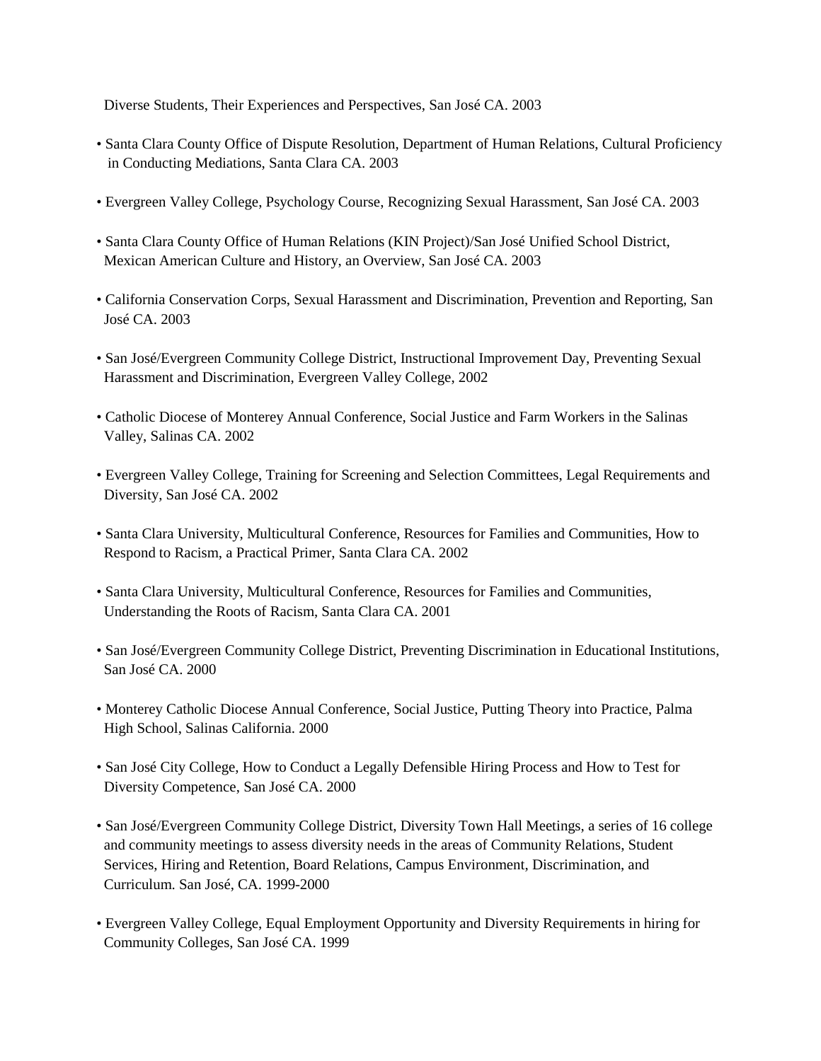Diverse Students, Their Experiences and Perspectives, San José CA. 2003

- Santa Clara County Office of Dispute Resolution, Department of Human Relations, Cultural Proficiency in Conducting Mediations, Santa Clara CA. 2003
- Evergreen Valley College, Psychology Course, Recognizing Sexual Harassment, San José CA. 2003
- Santa Clara County Office of Human Relations (KIN Project)/San José Unified School District, Mexican American Culture and History, an Overview, San José CA. 2003
- California Conservation Corps, Sexual Harassment and Discrimination, Prevention and Reporting, San José CA. 2003
- San José/Evergreen Community College District, Instructional Improvement Day, Preventing Sexual Harassment and Discrimination, Evergreen Valley College, 2002
- Catholic Diocese of Monterey Annual Conference, Social Justice and Farm Workers in the Salinas Valley, Salinas CA. 2002
- Evergreen Valley College, Training for Screening and Selection Committees, Legal Requirements and Diversity, San José CA. 2002
- Santa Clara University, Multicultural Conference, Resources for Families and Communities, How to Respond to Racism, a Practical Primer, Santa Clara CA. 2002
- Santa Clara University, Multicultural Conference, Resources for Families and Communities, Understanding the Roots of Racism, Santa Clara CA. 2001
- San José/Evergreen Community College District, Preventing Discrimination in Educational Institutions, San José CA. 2000
- Monterey Catholic Diocese Annual Conference, Social Justice, Putting Theory into Practice, Palma High School, Salinas California. 2000
- San José City College, How to Conduct a Legally Defensible Hiring Process and How to Test for Diversity Competence, San José CA. 2000
- San José/Evergreen Community College District, Diversity Town Hall Meetings, a series of 16 college and community meetings to assess diversity needs in the areas of Community Relations, Student Services, Hiring and Retention, Board Relations, Campus Environment, Discrimination, and Curriculum. San José, CA. 1999-2000
- Evergreen Valley College, Equal Employment Opportunity and Diversity Requirements in hiring for Community Colleges, San José CA. 1999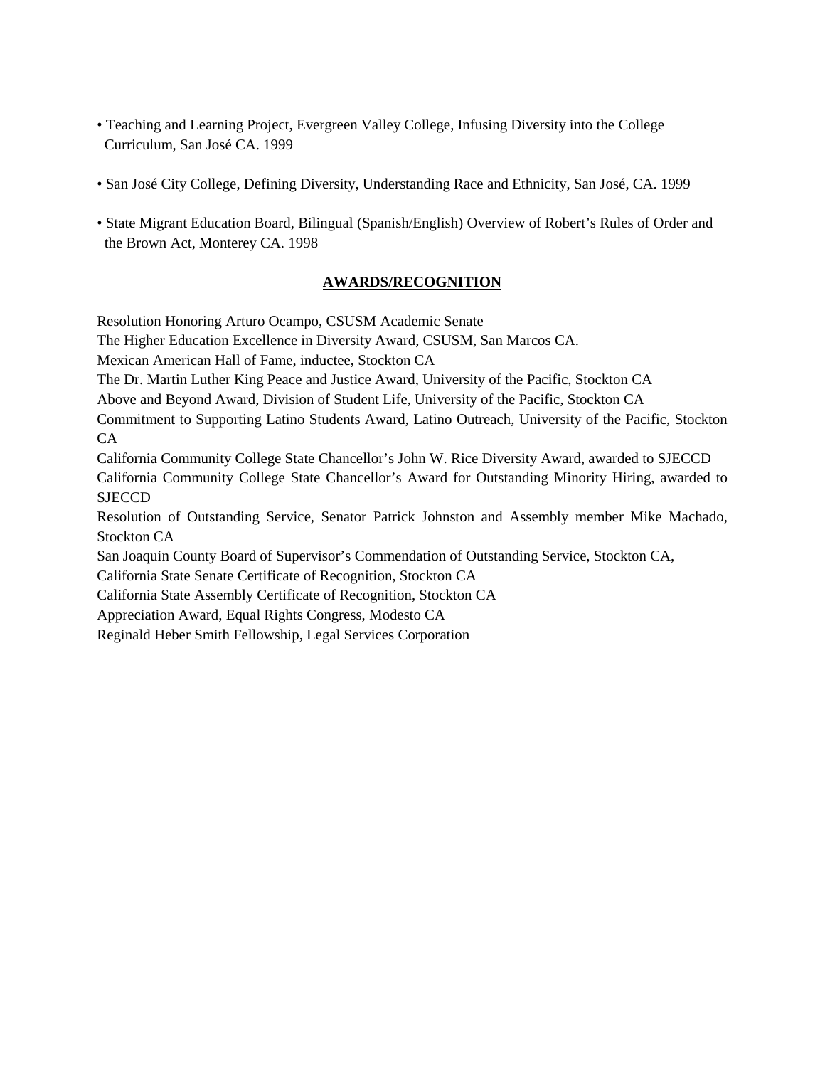- Teaching and Learning Project, Evergreen Valley College, Infusing Diversity into the College Curriculum, San José CA. 1999

- San José City College, Defining Diversity, Understanding Race and Ethnicity, San José, CA. 1999

- State Migrant Education Board, Bilingual (Spanish/English) Overview of Robert's Rules of Order and the Brown Act, Monterey CA. 1998

## AWARDS/RECOGNITION

Resolution Honoring Arturo Ocampo, CSUSM Academic Senate
The Higher Education Excellence in Diversity Award, CSUSM, San Marcos CA.
Mexican American Hall of Fame, inductee, Stockton CA
The Dr. Martin Luther King Peace and Justice Award, University of the Pacific, Stockton CA
Above and Beyond Award, Division of Student Life, University of the Pacific, Stockton CA
Commitment to Supporting Latino Students Award, Latino Outreach, University of the Pacific, Stockton CA
California Community College State Chancellor's John W. Rice Diversity Award, awarded to SJECCD
California Community College State Chancellor's Award for Outstanding Minority Hiring, awarded to SJECCD
Resolution of Outstanding Service, Senator Patrick Johnston and Assembly member Mike Machado, Stockton CA
San Joaquin County Board of Supervisor's Commendation of Outstanding Service, Stockton CA,
California State Senate Certificate of Recognition, Stockton CA
California State Assembly Certificate of Recognition, Stockton CA
Appreciation Award, Equal Rights Congress, Modesto CA
Reginald Heber Smith Fellowship, Legal Services Corporation